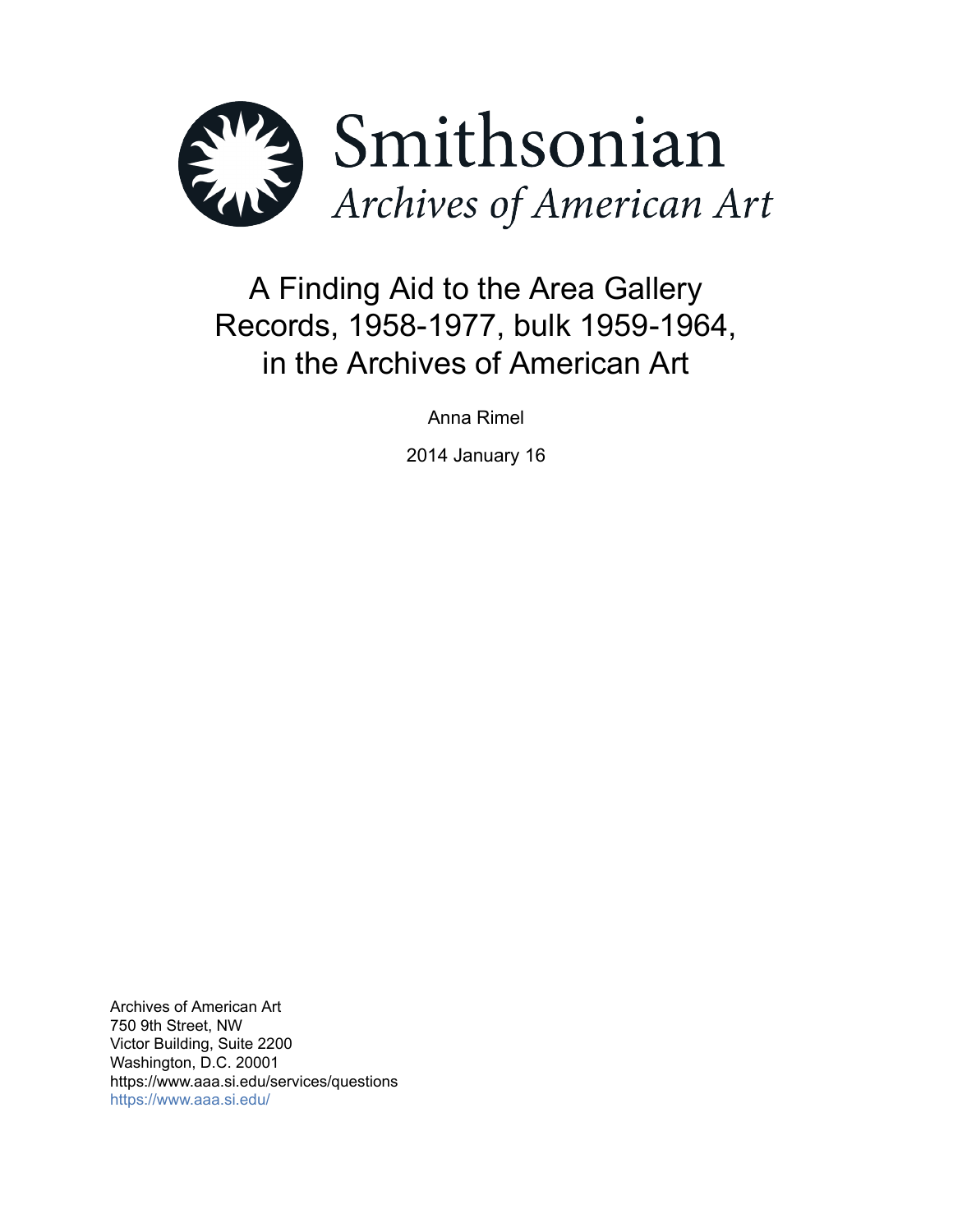Smithsonian
*Archives of American Art*

# A Finding Aid to the Area Gallery Records, 1958-1977, bulk 1959-1964, in the Archives of American Art

Anna Rimel

2014 January 16

Archives of American Art
750 9th Street, NW
Victor Building, Suite 2200
Washington, D.C. 20001
https://www.aaa.si.edu/services/questions
https://www.aaa.si.edu/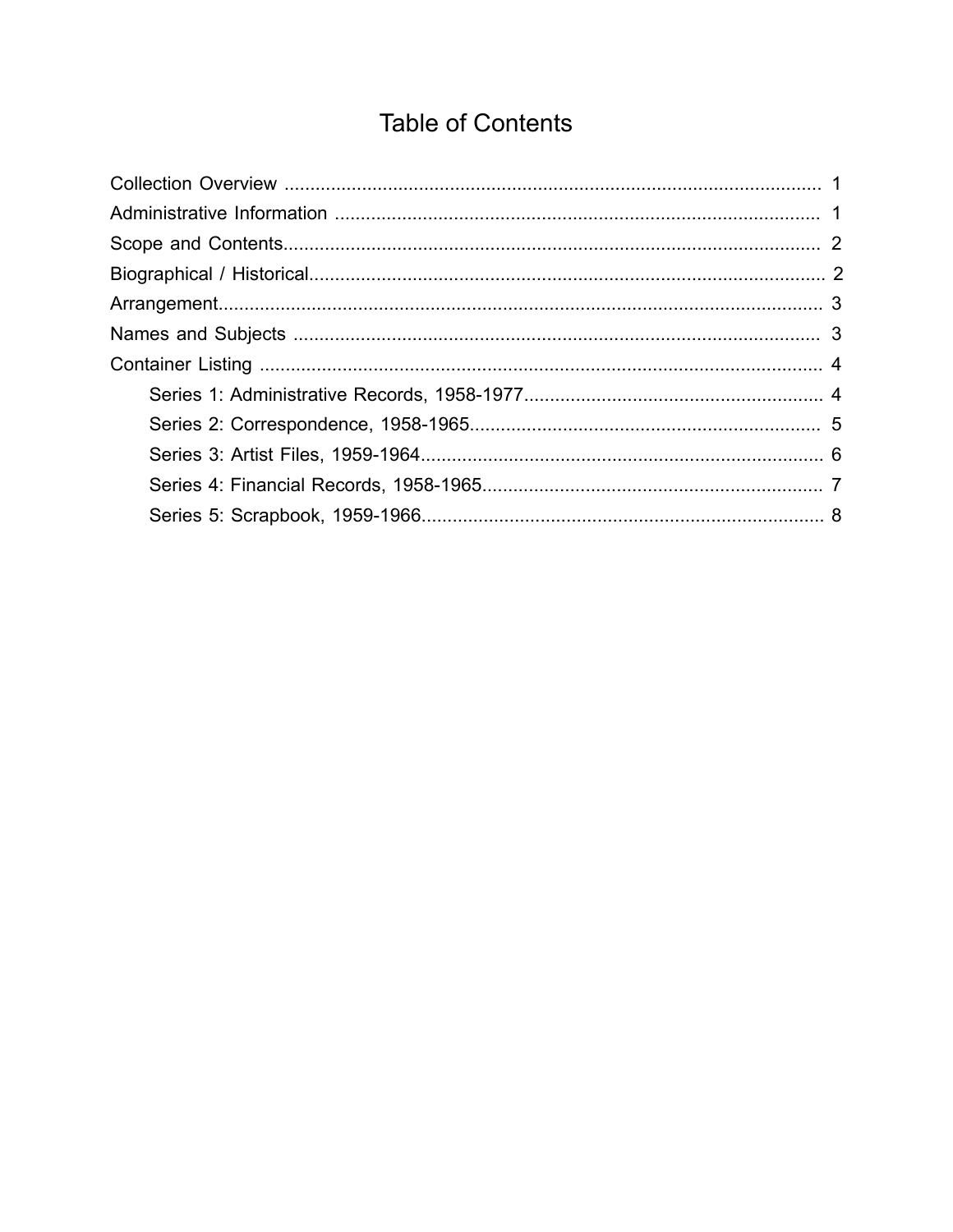# Table of Contents

- Collection Overview ........................................................................................................ 1
- Administrative Information .............................................................................................. 1
- Scope and Contents........................................................................................................ 2
- Biographical / Historical.................................................................................................. 2
- Arrangement.................................................................................................................... 3
- Names and Subjects ...................................................................................................... 3
- Container Listing ............................................................................................................. 4
    - Series 1: Administrative Records, 1958-1977.......................................................... 4
    - Series 2: Correspondence, 1958-1965.................................................................... 5
    - Series 3: Artist Files, 1959-1964.............................................................................. 6
    - Series 4: Financial Records, 1958-1965.................................................................. 7
    - Series 5: Scrapbook, 1959-1966.............................................................................. 8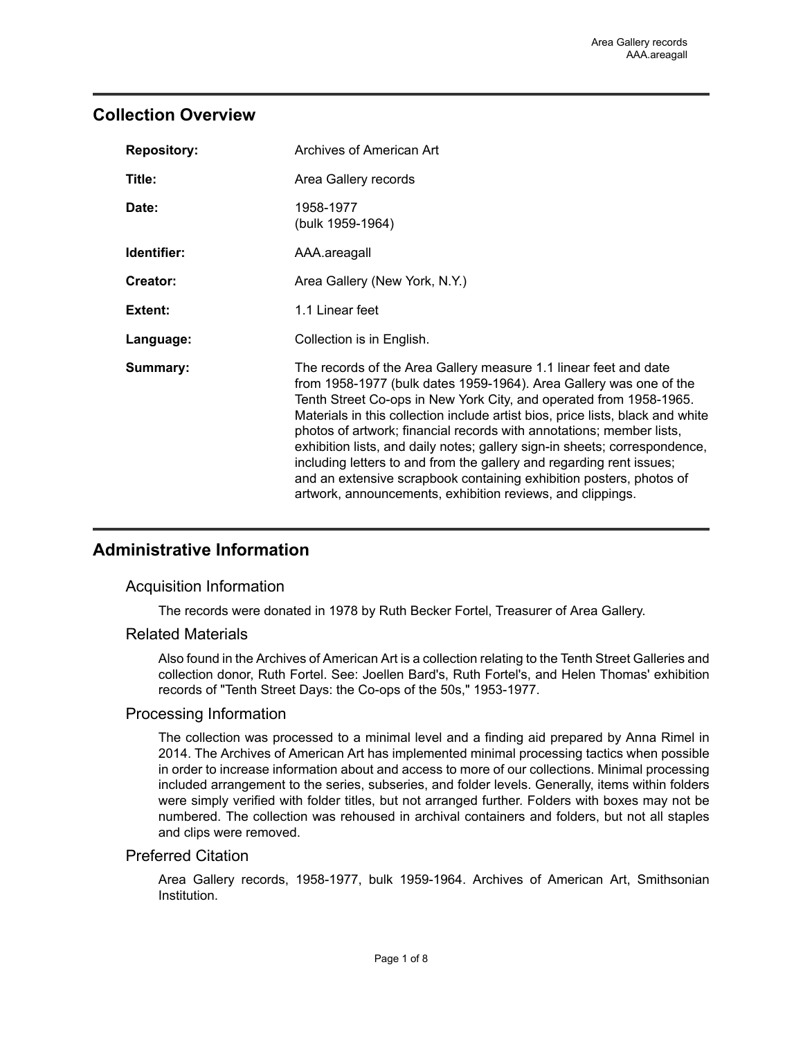## Collection Overview

| | |
|---|---|
| **Repository:** | Archives of American Art |
| **Title:** | Area Gallery records |
| **Date:** | 1958-1977 (bulk 1959-1964) |
| **Identifier:** | AAA.areagall |
| **Creator:** | Area Gallery (New York, N.Y.) |
| **Extent:** | 1.1 Linear feet |
| **Language:** | Collection is in English. |
| **Summary:** | The records of the Area Gallery measure 1.1 linear feet and date from 1958-1977 (bulk dates 1959-1964). Area Gallery was one of the Tenth Street Co-ops in New York City, and operated from 1958-1965. Materials in this collection include artist bios, price lists, black and white photos of artwork; financial records with annotations; member lists, exhibition lists, and daily notes; gallery sign-in sheets; correspondence, including letters to and from the gallery and regarding rent issues; and an extensive scrapbook containing exhibition posters, photos of artwork, announcements, exhibition reviews, and clippings. |

## Administrative Information

### Acquisition Information

The records were donated in 1978 by Ruth Becker Fortel, Treasurer of Area Gallery.

### Related Materials

Also found in the Archives of American Art is a collection relating to the Tenth Street Galleries and collection donor, Ruth Fortel. See: Joellen Bard's, Ruth Fortel's, and Helen Thomas' exhibition records of "Tenth Street Days: the Co-ops of the 50s," 1953-1977.

### Processing Information

The collection was processed to a minimal level and a finding aid prepared by Anna Rimel in 2014. The Archives of American Art has implemented minimal processing tactics when possible in order to increase information about and access to more of our collections. Minimal processing included arrangement to the series, subseries, and folder levels. Generally, items within folders were simply verified with folder titles, but not arranged further. Folders with boxes may not be numbered. The collection was rehoused in archival containers and folders, but not all staples and clips were removed.

### Preferred Citation

Area Gallery records, 1958-1977, bulk 1959-1964. Archives of American Art, Smithsonian Institution.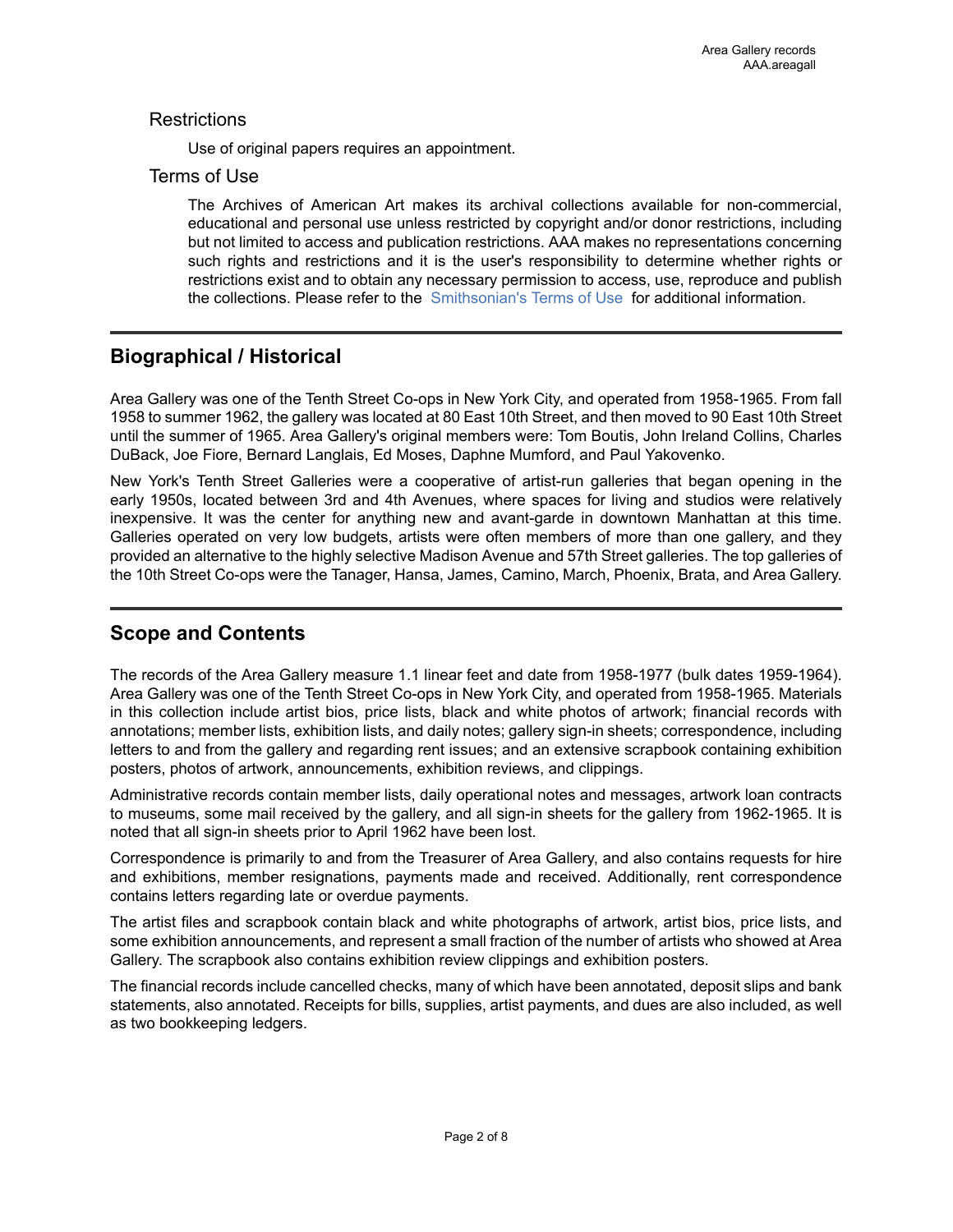## Restrictions

Use of original papers requires an appointment.

## Terms of Use

The Archives of American Art makes its archival collections available for non-commercial, educational and personal use unless restricted by copyright and/or donor restrictions, including but not limited to access and publication restrictions. AAA makes no representations concerning such rights and restrictions and it is the user's responsibility to determine whether rights or restrictions exist and to obtain any necessary permission to access, use, reproduce and publish the collections. Please refer to the Smithsonian's Terms of Use for additional information.

---

## Biographical / Historical

Area Gallery was one of the Tenth Street Co-ops in New York City, and operated from 1958-1965. From fall 1958 to summer 1962, the gallery was located at 80 East 10th Street, and then moved to 90 East 10th Street until the summer of 1965. Area Gallery's original members were: Tom Boutis, John Ireland Collins, Charles DuBack, Joe Fiore, Bernard Langlais, Ed Moses, Daphne Mumford, and Paul Yakovenko.

New York's Tenth Street Galleries were a cooperative of artist-run galleries that began opening in the early 1950s, located between 3rd and 4th Avenues, where spaces for living and studios were relatively inexpensive. It was the center for anything new and avant-garde in downtown Manhattan at this time. Galleries operated on very low budgets, artists were often members of more than one gallery, and they provided an alternative to the highly selective Madison Avenue and 57th Street galleries. The top galleries of the 10th Street Co-ops were the Tanager, Hansa, James, Camino, March, Phoenix, Brata, and Area Gallery.

---

## Scope and Contents

The records of the Area Gallery measure 1.1 linear feet and date from 1958-1977 (bulk dates 1959-1964). Area Gallery was one of the Tenth Street Co-ops in New York City, and operated from 1958-1965. Materials in this collection include artist bios, price lists, black and white photos of artwork; financial records with annotations; member lists, exhibition lists, and daily notes; gallery sign-in sheets; correspondence, including letters to and from the gallery and regarding rent issues; and an extensive scrapbook containing exhibition posters, photos of artwork, announcements, exhibition reviews, and clippings.

Administrative records contain member lists, daily operational notes and messages, artwork loan contracts to museums, some mail received by the gallery, and all sign-in sheets for the gallery from 1962-1965. It is noted that all sign-in sheets prior to April 1962 have been lost.

Correspondence is primarily to and from the Treasurer of Area Gallery, and also contains requests for hire and exhibitions, member resignations, payments made and received. Additionally, rent correspondence contains letters regarding late or overdue payments.

The artist files and scrapbook contain black and white photographs of artwork, artist bios, price lists, and some exhibition announcements, and represent a small fraction of the number of artists who showed at Area Gallery. The scrapbook also contains exhibition review clippings and exhibition posters.

The financial records include cancelled checks, many of which have been annotated, deposit slips and bank statements, also annotated. Receipts for bills, supplies, artist payments, and dues are also included, as well as two bookkeeping ledgers.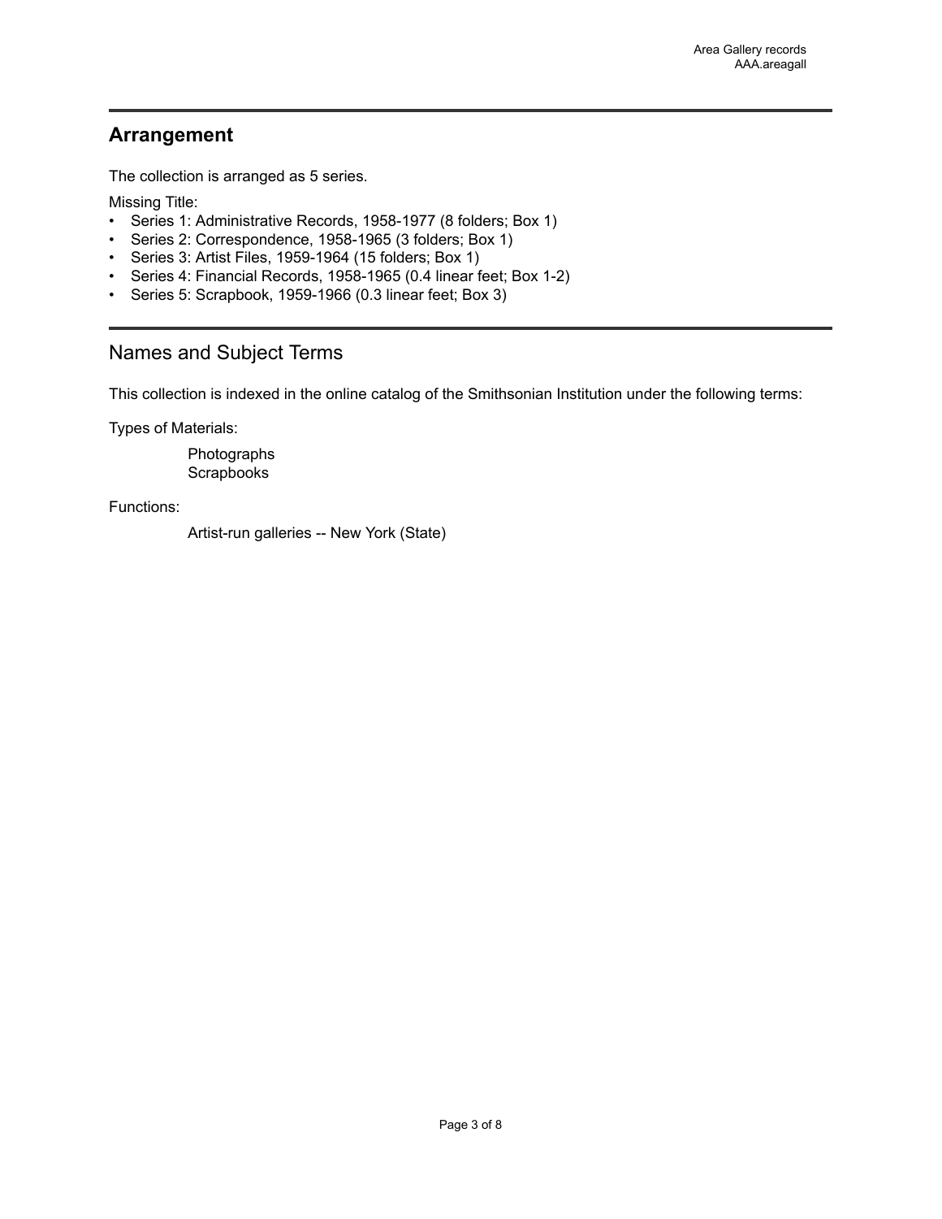## Arrangement

The collection is arranged as 5 series.

Missing Title:

- Series 1: Administrative Records, 1958-1977 (8 folders; Box 1)
- Series 2: Correspondence, 1958-1965 (3 folders; Box 1)
- Series 3: Artist Files, 1959-1964 (15 folders; Box 1)
- Series 4: Financial Records, 1958-1965 (0.4 linear feet; Box 1-2)
- Series 5: Scrapbook, 1959-1966 (0.3 linear feet; Box 3)

## Names and Subject Terms

This collection is indexed in the online catalog of the Smithsonian Institution under the following terms:

Types of Materials:

Photographs
Scrapbooks

Functions:

Artist-run galleries -- New York (State)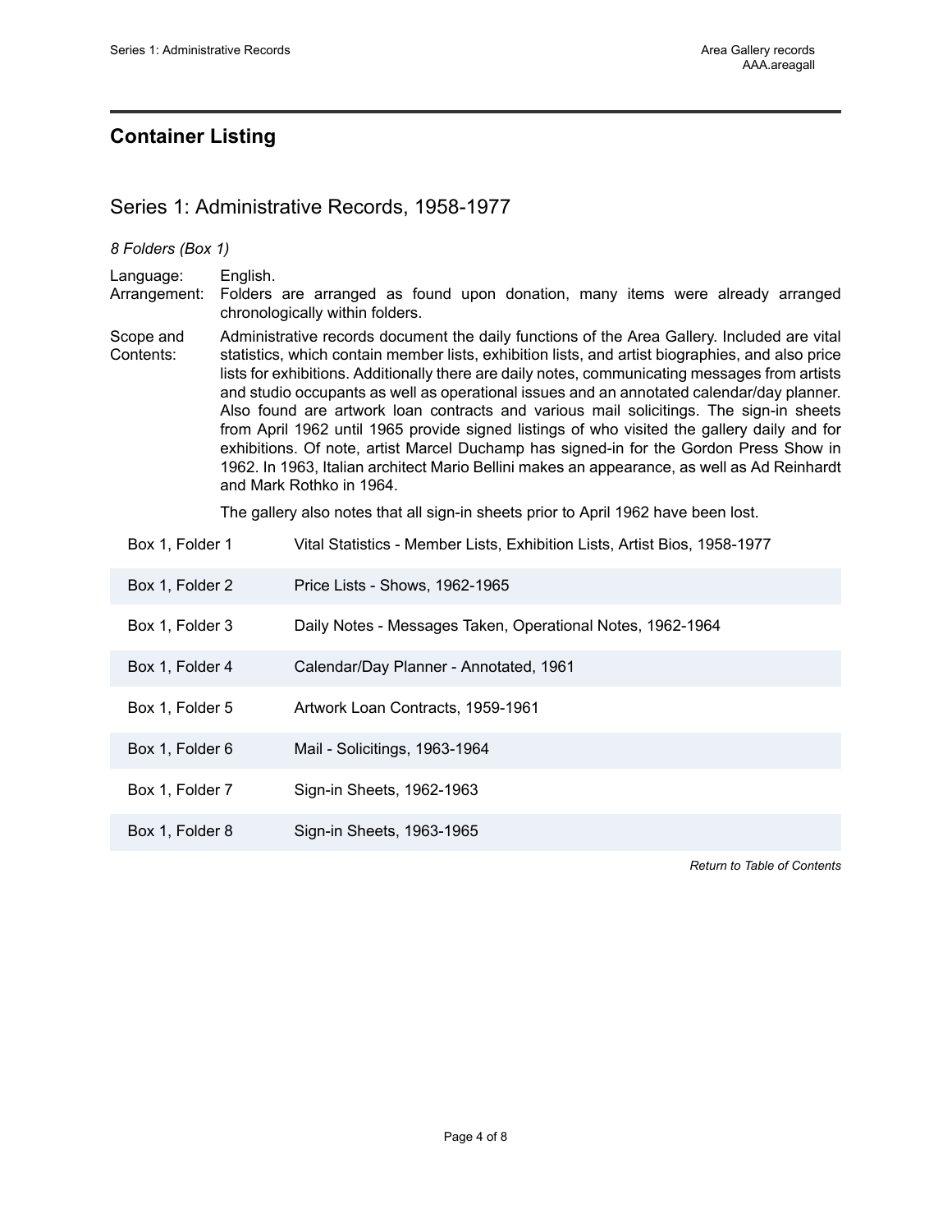## Container Listing

### Series 1: Administrative Records, 1958-1977

*8 Folders (Box 1)*

Language: English.

Arrangement: Folders are arranged as found upon donation, many items were already arranged chronologically within folders.

Scope and Contents: Administrative records document the daily functions of the Area Gallery. Included are vital statistics, which contain member lists, exhibition lists, and artist biographies, and also price lists for exhibitions. Additionally there are daily notes, communicating messages from artists and studio occupants as well as operational issues and an annotated calendar/day planner. Also found are artwork loan contracts and various mail solicitings. The sign-in sheets from April 1962 until 1965 provide signed listings of who visited the gallery daily and for exhibitions. Of note, artist Marcel Duchamp has signed-in for the Gordon Press Show in 1962. In 1963, Italian architect Mario Bellini makes an appearance, as well as Ad Reinhardt and Mark Rothko in 1964.

The gallery also notes that all sign-in sheets prior to April 1962 have been lost.

| | |
|---|---|
| Box 1, Folder 1 | Vital Statistics - Member Lists, Exhibition Lists, Artist Bios, 1958-1977 |
| Box 1, Folder 2 | Price Lists - Shows, 1962-1965 |
| Box 1, Folder 3 | Daily Notes - Messages Taken, Operational Notes, 1962-1964 |
| Box 1, Folder 4 | Calendar/Day Planner - Annotated, 1961 |
| Box 1, Folder 5 | Artwork Loan Contracts, 1959-1961 |
| Box 1, Folder 6 | Mail - Solicitings, 1963-1964 |
| Box 1, Folder 7 | Sign-in Sheets, 1962-1963 |
| Box 1, Folder 8 | Sign-in Sheets, 1963-1965 |

*Return to Table of Contents*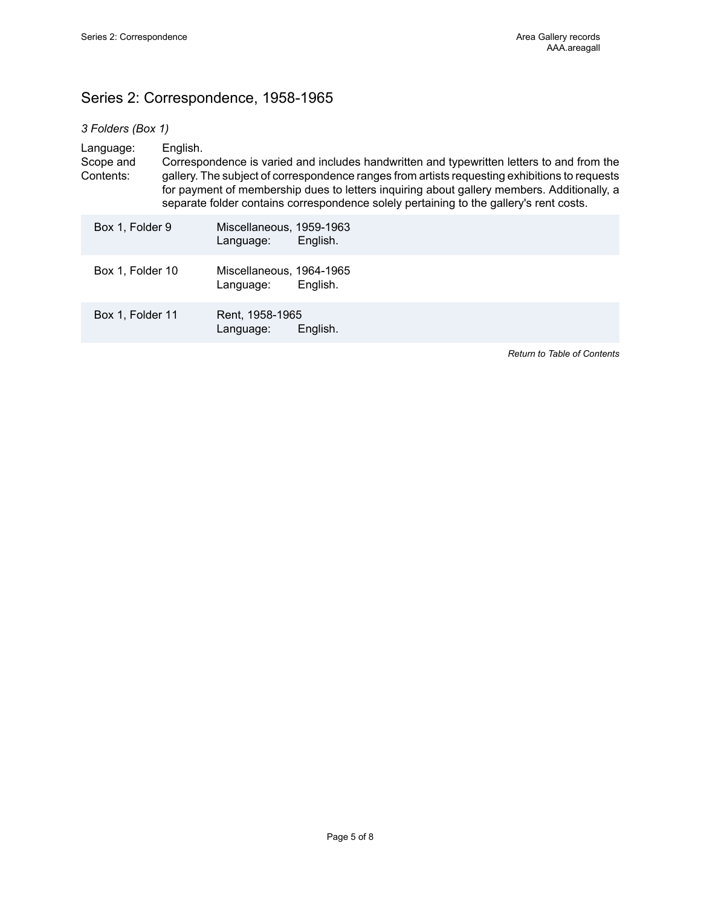## Series 2: Correspondence, 1958-1965

*3 Folders (Box 1)*

Language: English.

Scope and Contents: Correspondence is varied and includes handwritten and typewritten letters to and from the gallery. The subject of correspondence ranges from artists requesting exhibitions to requests for payment of membership dues to letters inquiring about gallery members. Additionally, a separate folder contains correspondence solely pertaining to the gallery's rent costs.

| | |
|---|---|
| Box 1, Folder 9 | Miscellaneous, 1959-1963<br>Language: English. |
| Box 1, Folder 10 | Miscellaneous, 1964-1965<br>Language: English. |
| Box 1, Folder 11 | Rent, 1958-1965<br>Language: English. |

*Return to Table of Contents*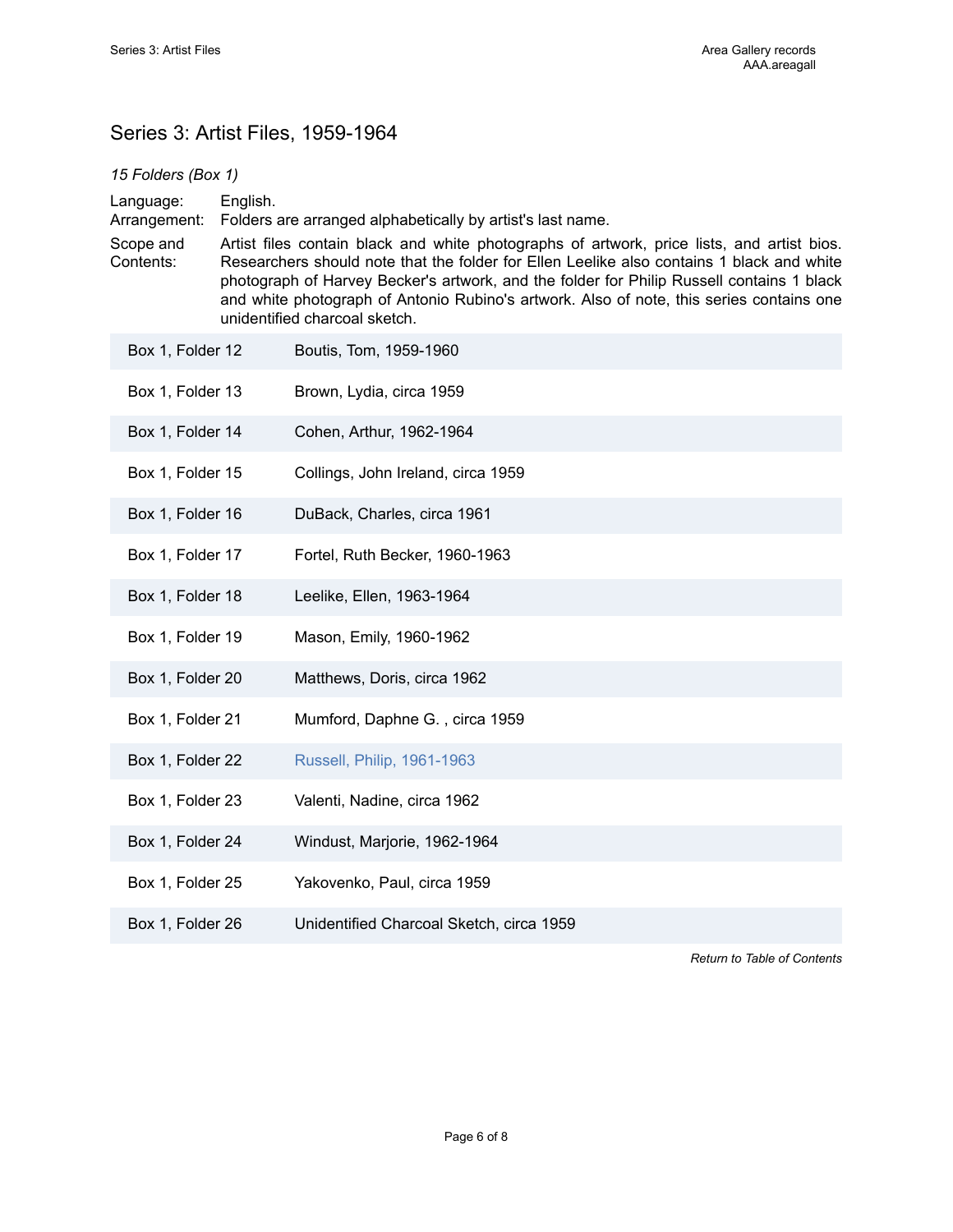## Series 3: Artist Files, 1959-1964

*15 Folders (Box 1)*

Language: English.

Arrangement: Folders are arranged alphabetically by artist's last name.

Scope and Contents: Artist files contain black and white photographs of artwork, price lists, and artist bios. Researchers should note that the folder for Ellen Leelike also contains 1 black and white photograph of Harvey Becker's artwork, and the folder for Philip Russell contains 1 black and white photograph of Antonio Rubino's artwork. Also of note, this series contains one unidentified charcoal sketch.

| | |
|---|---|
| Box 1, Folder 12 | Boutis, Tom, 1959-1960 |
| Box 1, Folder 13 | Brown, Lydia, circa 1959 |
| Box 1, Folder 14 | Cohen, Arthur, 1962-1964 |
| Box 1, Folder 15 | Collings, John Ireland, circa 1959 |
| Box 1, Folder 16 | DuBack, Charles, circa 1961 |
| Box 1, Folder 17 | Fortel, Ruth Becker, 1960-1963 |
| Box 1, Folder 18 | Leelike, Ellen, 1963-1964 |
| Box 1, Folder 19 | Mason, Emily, 1960-1962 |
| Box 1, Folder 20 | Matthews, Doris, circa 1962 |
| Box 1, Folder 21 | Mumford, Daphne G. , circa 1959 |
| Box 1, Folder 22 | Russell, Philip, 1961-1963 |
| Box 1, Folder 23 | Valenti, Nadine, circa 1962 |
| Box 1, Folder 24 | Windust, Marjorie, 1962-1964 |
| Box 1, Folder 25 | Yakovenko, Paul, circa 1959 |
| Box 1, Folder 26 | Unidentified Charcoal Sketch, circa 1959 |

*Return to Table of Contents*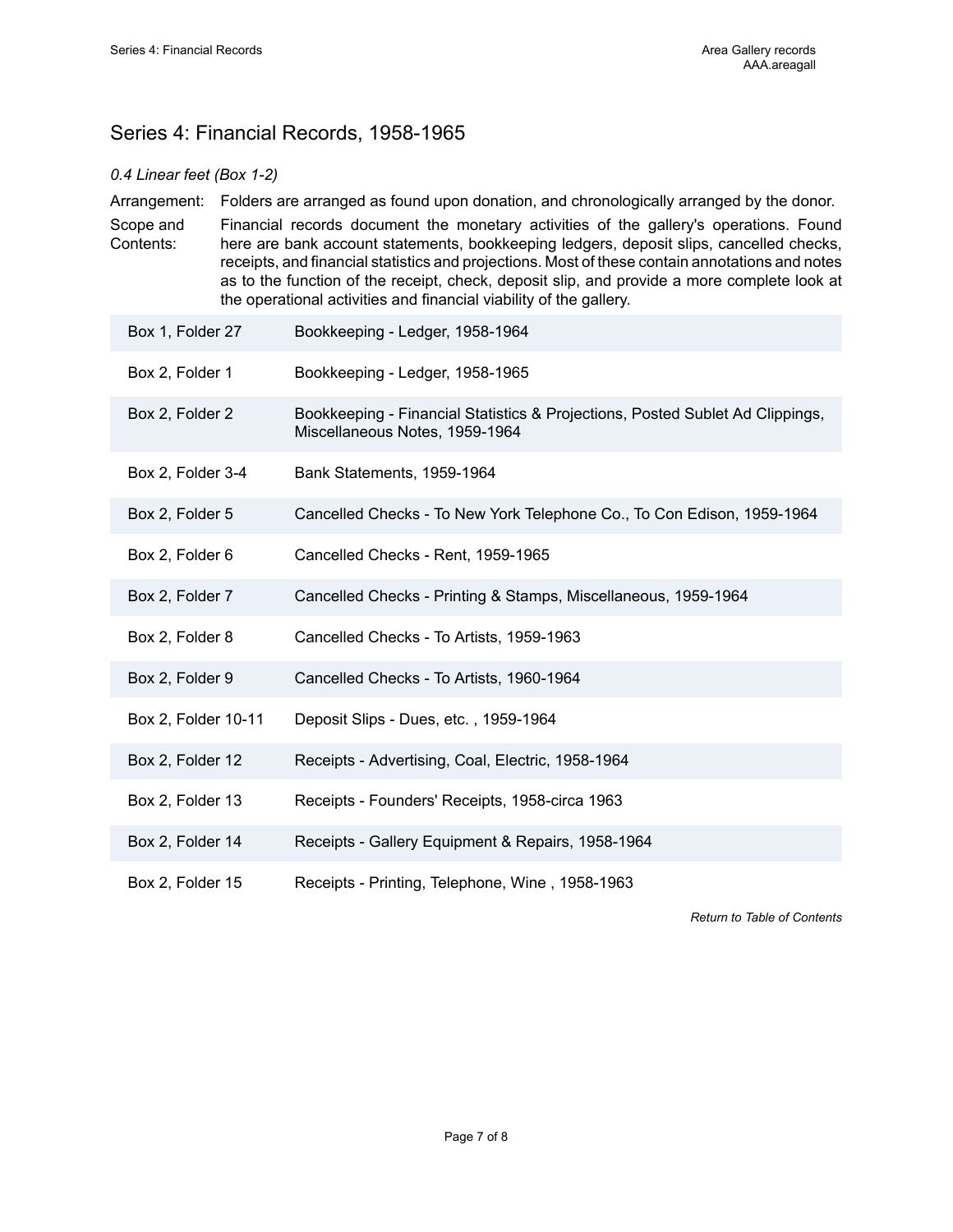## Series 4: Financial Records, 1958-1965

*0.4 Linear feet (Box 1-2)*

Arrangement: Folders are arranged as found upon donation, and chronologically arranged by the donor.

Scope and Contents: Financial records document the monetary activities of the gallery's operations. Found here are bank account statements, bookkeeping ledgers, deposit slips, cancelled checks, receipts, and financial statistics and projections. Most of these contain annotations and notes as to the function of the receipt, check, deposit slip, and provide a more complete look at the operational activities and financial viability of the gallery.

| | |
|---|---|
| Box 1, Folder 27 | Bookkeeping - Ledger, 1958-1964 |
| Box 2, Folder 1 | Bookkeeping - Ledger, 1958-1965 |
| Box 2, Folder 2 | Bookkeeping - Financial Statistics & Projections, Posted Sublet Ad Clippings, Miscellaneous Notes, 1959-1964 |
| Box 2, Folder 3-4 | Bank Statements, 1959-1964 |
| Box 2, Folder 5 | Cancelled Checks - To New York Telephone Co., To Con Edison, 1959-1964 |
| Box 2, Folder 6 | Cancelled Checks - Rent, 1959-1965 |
| Box 2, Folder 7 | Cancelled Checks - Printing & Stamps, Miscellaneous, 1959-1964 |
| Box 2, Folder 8 | Cancelled Checks - To Artists, 1959-1963 |
| Box 2, Folder 9 | Cancelled Checks - To Artists, 1960-1964 |
| Box 2, Folder 10-11 | Deposit Slips - Dues, etc. , 1959-1964 |
| Box 2, Folder 12 | Receipts - Advertising, Coal, Electric, 1958-1964 |
| Box 2, Folder 13 | Receipts - Founders' Receipts, 1958-circa 1963 |
| Box 2, Folder 14 | Receipts - Gallery Equipment & Repairs, 1958-1964 |
| Box 2, Folder 15 | Receipts - Printing, Telephone, Wine , 1958-1963 |

*Return to Table of Contents*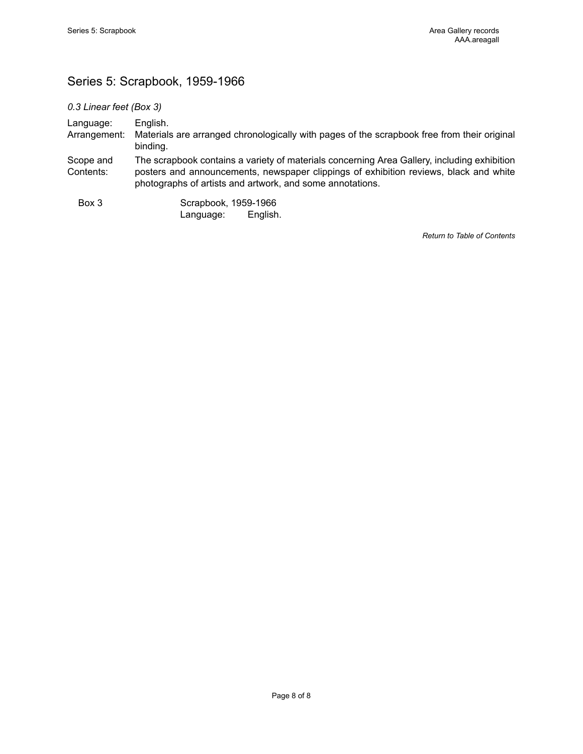## Series 5: Scrapbook, 1959-1966

*0.3 Linear feet (Box 3)*

Language: English.

Arrangement: Materials are arranged chronologically with pages of the scrapbook free from their original binding.

Scope and Contents: The scrapbook contains a variety of materials concerning Area Gallery, including exhibition posters and announcements, newspaper clippings of exhibition reviews, black and white photographs of artists and artwork, and some annotations.

| | |
|---|---|
| Box 3 | Scrapbook, 1959-1966<br>Language: English. |

*Return to Table of Contents*